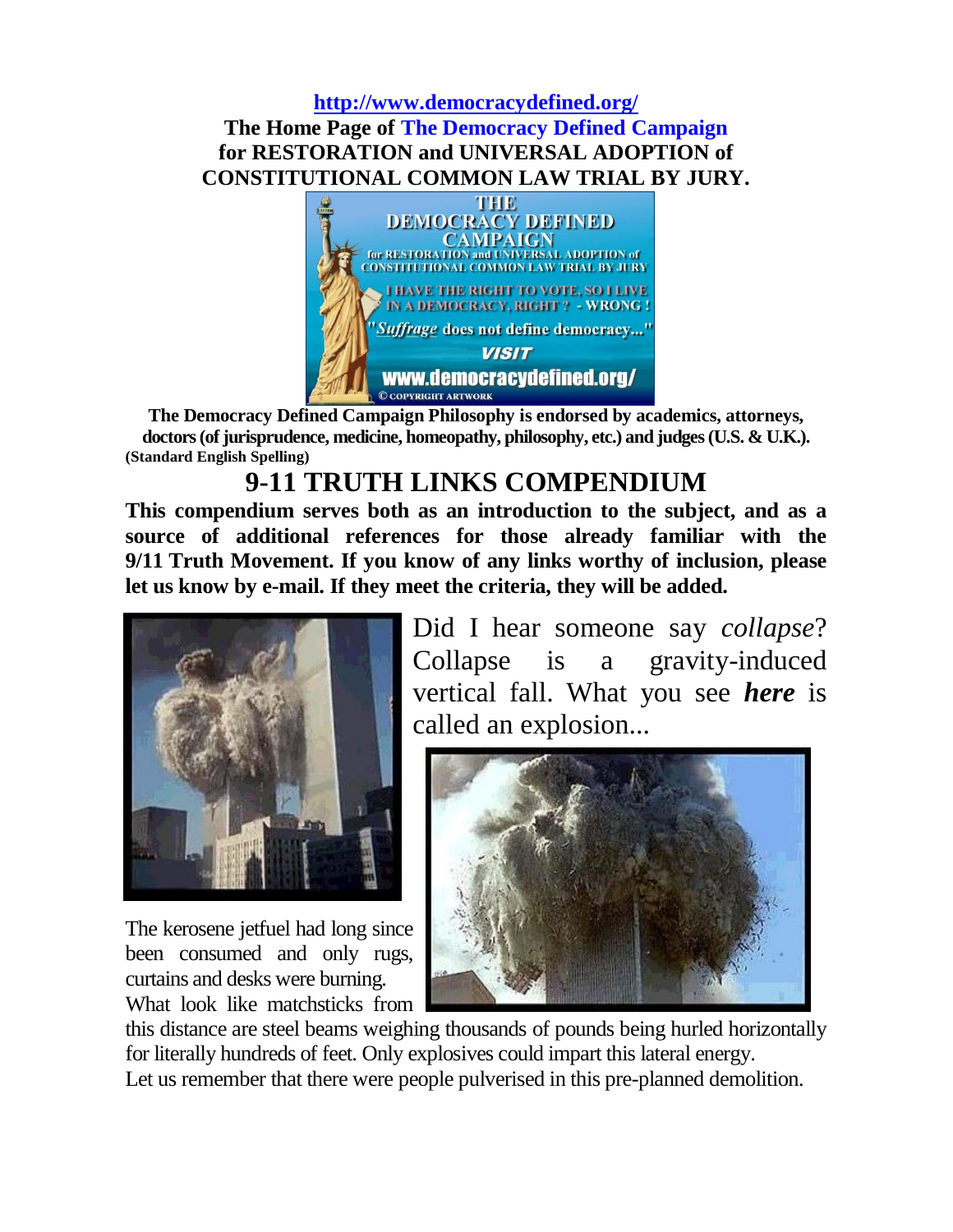**http://www.democracydefined.org/**

**The Home Page of The Democracy Defined Campaign for RESTORATION and UNIVERSAL ADOPTION of CONSTITUTIONAL COMMON LAW TRIAL BY JURY.**

**The Democracy Defined Campaign Philosophy is endorsed by academics, attorneys, doctors (of jurisprudence, medicine, homeopathy, philosophy, etc.) and judges (U.S. & U.K.).**
**(Standard English Spelling)**

# 9-11 TRUTH LINKS COMPENDIUM

**This compendium serves both as an introduction to the subject, and as a source of additional references for those already familiar with the 9/11 Truth Movement. If you know of any links worthy of inclusion, please let us know by e-mail. If they meet the criteria, they will be added.**

Did I hear someone say *collapse*? Collapse is a gravity-induced vertical fall. What you see ***here*** is called an explosion...

The kerosene jetfuel had long since been consumed and only rugs, curtains and desks were burning.
What look like matchsticks from this distance are steel beams weighing thousands of pounds being hurled horizontally for literally hundreds of feet. Only explosives could impart this lateral energy.
Let us remember that there were people pulverised in this pre-planned demolition.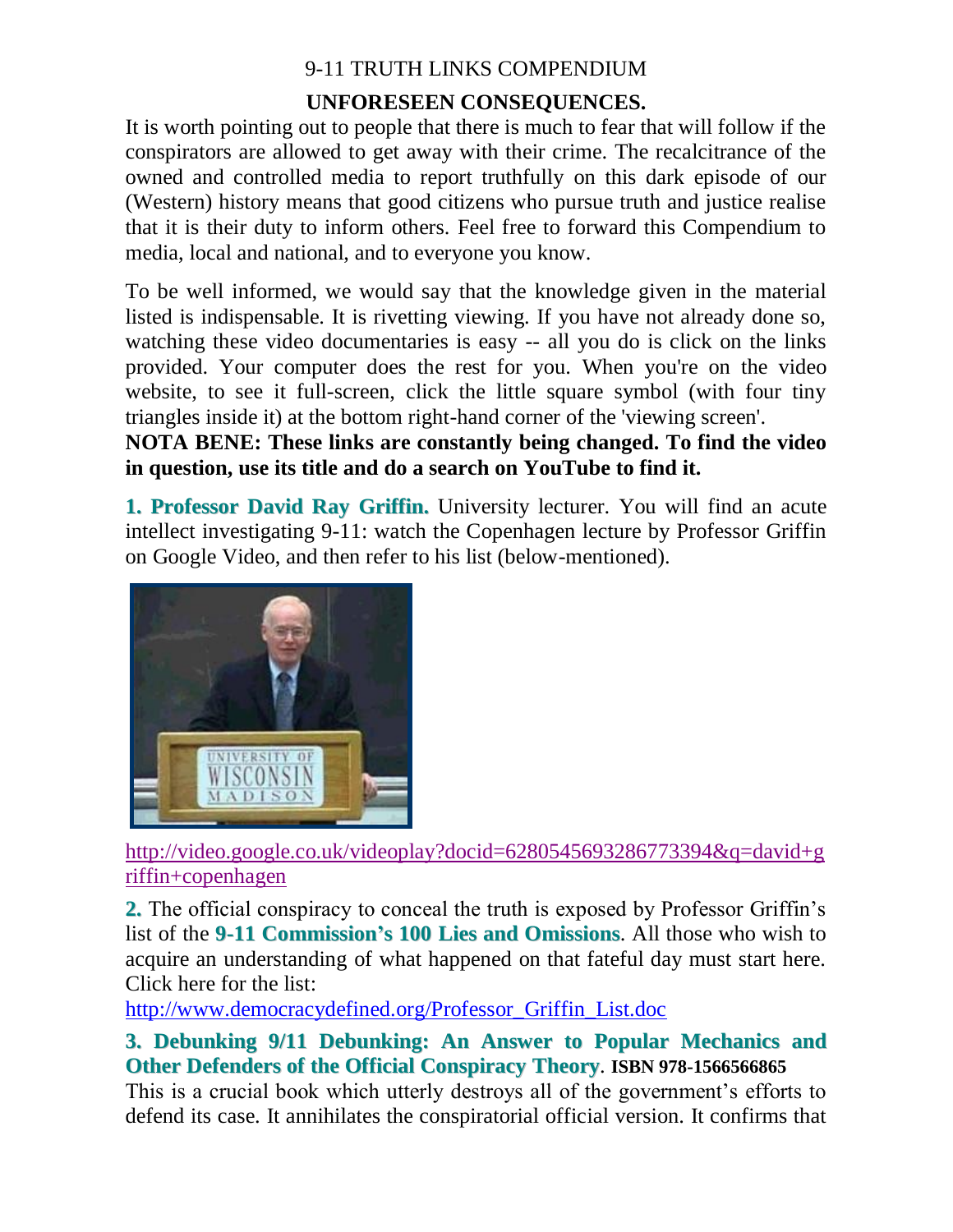9-11 TRUTH LINKS COMPENDIUM

## UNFORESEEN CONSEQUENCES.

It is worth pointing out to people that there is much to fear that will follow if the conspirators are allowed to get away with their crime. The recalcitrance of the owned and controlled media to report truthfully on this dark episode of our (Western) history means that good citizens who pursue truth and justice realise that it is their duty to inform others. Feel free to forward this Compendium to media, local and national, and to everyone you know.

To be well informed, we would say that the knowledge given in the material listed is indispensable. It is rivetting viewing. If you have not already done so, watching these video documentaries is easy -- all you do is click on the links provided. Your computer does the rest for you. When you're on the video website, to see it full-screen, click the little square symbol (with four tiny triangles inside it) at the bottom right-hand corner of the 'viewing screen'.

**NOTA BENE: These links are constantly being changed. To find the video in question, use its title and do a search on YouTube to find it.**

**1. Professor David Ray Griffin.** University lecturer. You will find an acute intellect investigating 9-11: watch the Copenhagen lecture by Professor Griffin on Google Video, and then refer to his list (below-mentioned).

http://video.google.co.uk/videoplay?docid=6280545693286773394&q=david+griffin+copenhagen

**2.** The official conspiracy to conceal the truth is exposed by Professor Griffin's list of the **9-11 Commission's 100 Lies and Omissions**. All those who wish to acquire an understanding of what happened on that fateful day must start here. Click here for the list:
http://www.democracydefined.org/Professor_Griffin_List.doc

**3. Debunking 9/11 Debunking: An Answer to Popular Mechanics and Other Defenders of the Official Conspiracy Theory. ISBN 978-1566566865**

This is a crucial book which utterly destroys all of the government's efforts to defend its case. It annihilates the conspiratorial official version. It confirms that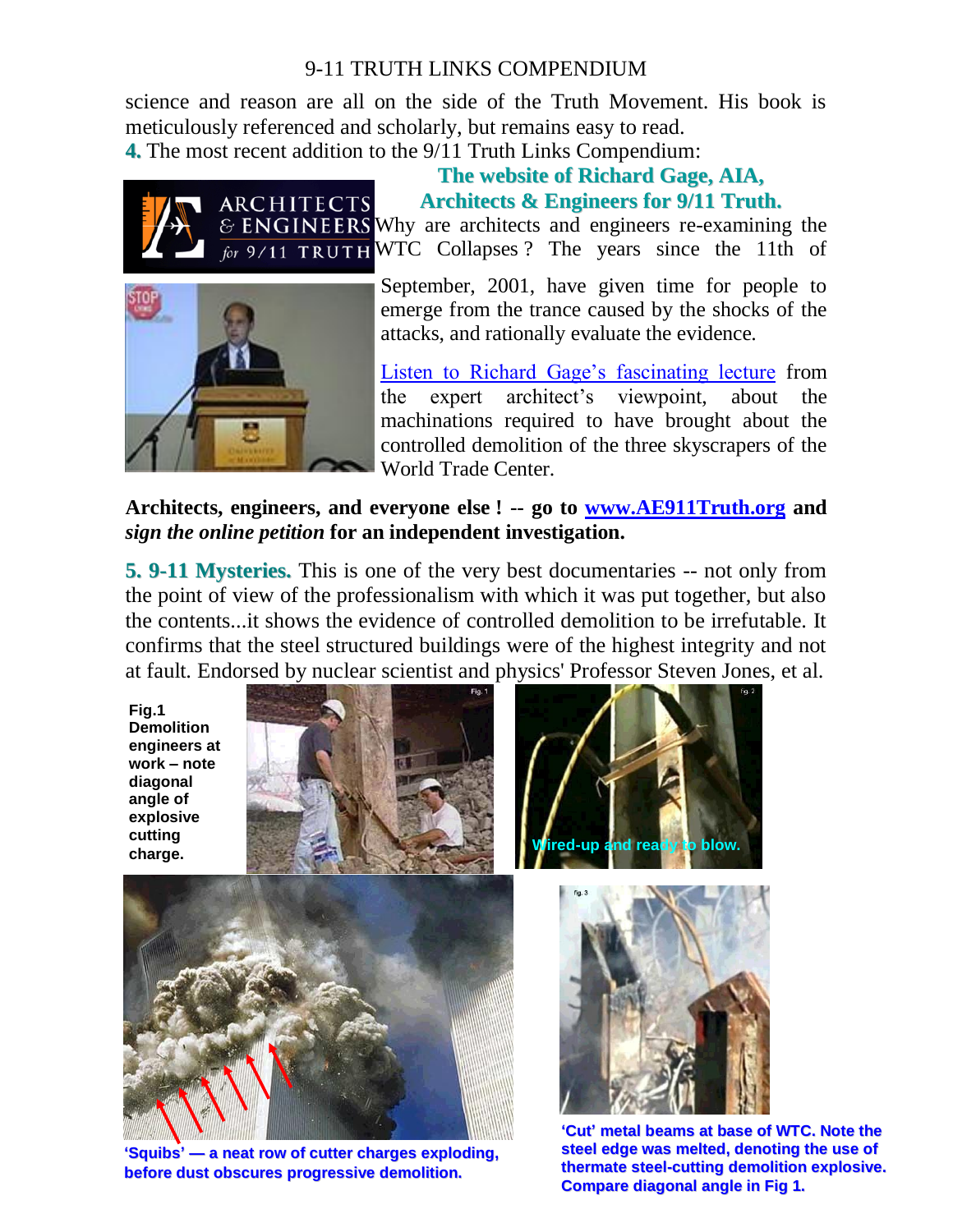science and reason are all on the side of the Truth Movement. His book is meticulously referenced and scholarly, but remains easy to read.

**4.** The most recent addition to the 9/11 Truth Links Compendium:

**The website of Richard Gage, AIA, Architects & Engineers for 9/11 Truth.**

Why are architects and engineers re-examining the WTC Collapses ? The years since the 11th of September, 2001, have given time for people to emerge from the trance caused by the shocks of the attacks, and rationally evaluate the evidence.

[Listen to Richard Gage's fascinating lecture] from the expert architect's viewpoint, about the machinations required to have brought about the controlled demolition of the three skyscrapers of the World Trade Center.

**Architects, engineers, and everyone else ! -- go to [www.AE911Truth.org] and *sign the online petition* for an independent investigation.**

**5. 9-11 Mysteries.** This is one of the very best documentaries -- not only from the point of view of the professionalism with which it was put together, but also the contents...it shows the evidence of controlled demolition to be irrefutable. It confirms that the steel structured buildings were of the highest integrity and not at fault. Endorsed by nuclear scientist and physics' Professor Steven Jones, et al.

**Fig.1 Demolition engineers at work – note diagonal angle of explosive cutting charge.**

**Wired-up and ready to blow.**

**'Squibs' — a neat row of cutter charges exploding, before dust obscures progressive demolition.**

**'Cut' metal beams at base of WTC. Note the steel edge was melted, denoting the use of thermate steel-cutting demolition explosive. Compare diagonal angle in Fig 1.**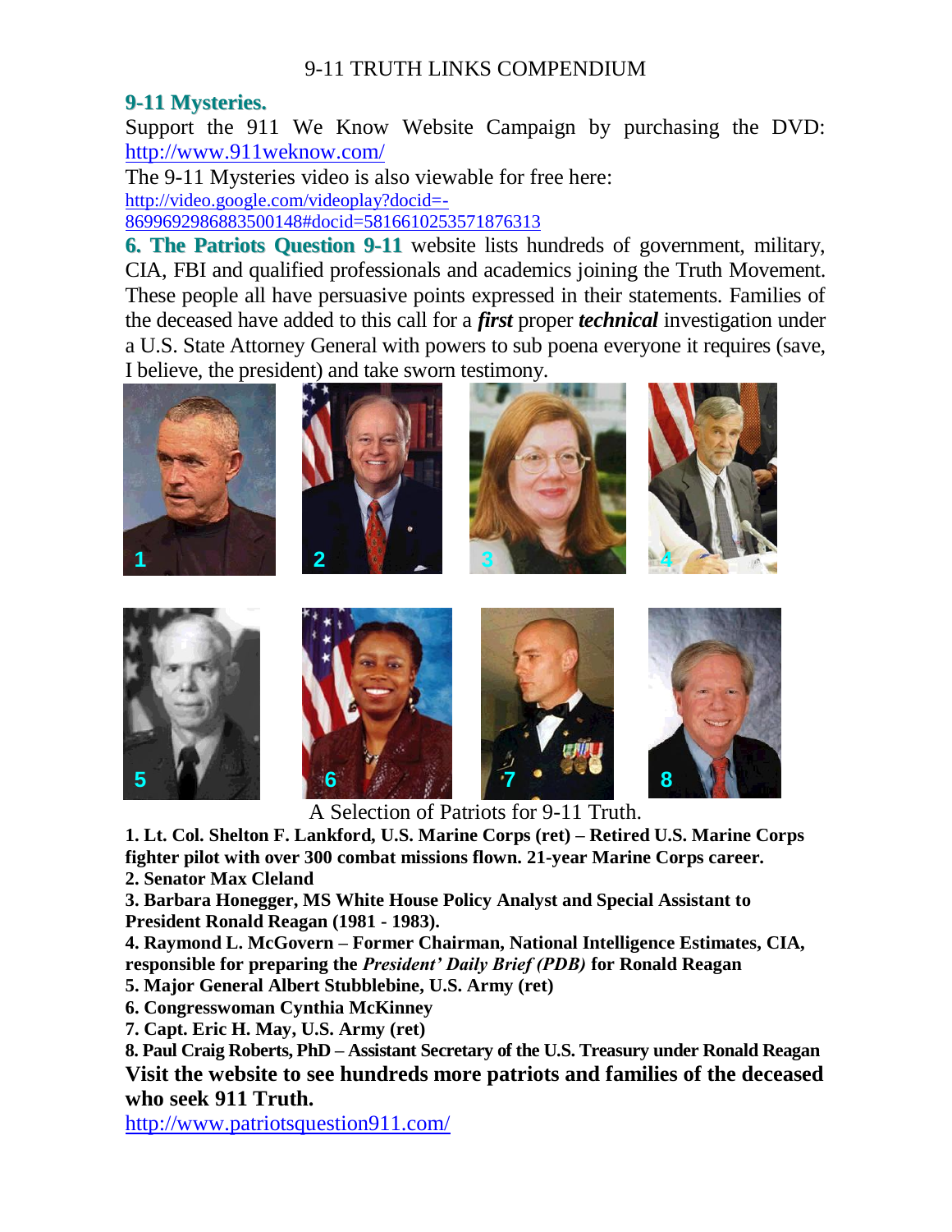## 9-11 Mysteries.

Support the 911 We Know Website Campaign by purchasing the DVD: http://www.911weknow.com/

The 9-11 Mysteries video is also viewable for free here: http://video.google.com/videoplay?docid=-8699692986883500148#docid=5816610253571876313

**6. The Patriots Question 9-11** website lists hundreds of government, military, CIA, FBI and qualified professionals and academics joining the Truth Movement. These people all have persuasive points expressed in their statements. Families of the deceased have added to this call for a ***first*** proper ***technical*** investigation under a U.S. State Attorney General with powers to sub poena everyone it requires (save, I believe, the president) and take sworn testimony.

A Selection of Patriots for 9-11 Truth.

**1. Lt. Col. Shelton F. Lankford, U.S. Marine Corps (ret) – Retired U.S. Marine Corps fighter pilot with over 300 combat missions flown. 21-year Marine Corps career.**
**2. Senator Max Cleland**
**3. Barbara Honegger, MS White House Policy Analyst and Special Assistant to President Ronald Reagan (1981 - 1983).**
**4. Raymond L. McGovern – Former Chairman, National Intelligence Estimates, CIA, responsible for preparing the *President' Daily Brief (PDB)* for Ronald Reagan**
**5. Major General Albert Stubblebine, U.S. Army (ret)**
**6. Congresswoman Cynthia McKinney**
**7. Capt. Eric H. May, U.S. Army (ret)**
**8. Paul Craig Roberts, PhD – Assistant Secretary of the U.S. Treasury under Ronald Reagan**

**Visit the website to see hundreds more patriots and families of the deceased who seek 911 Truth.**

http://www.patriotsquestion911.com/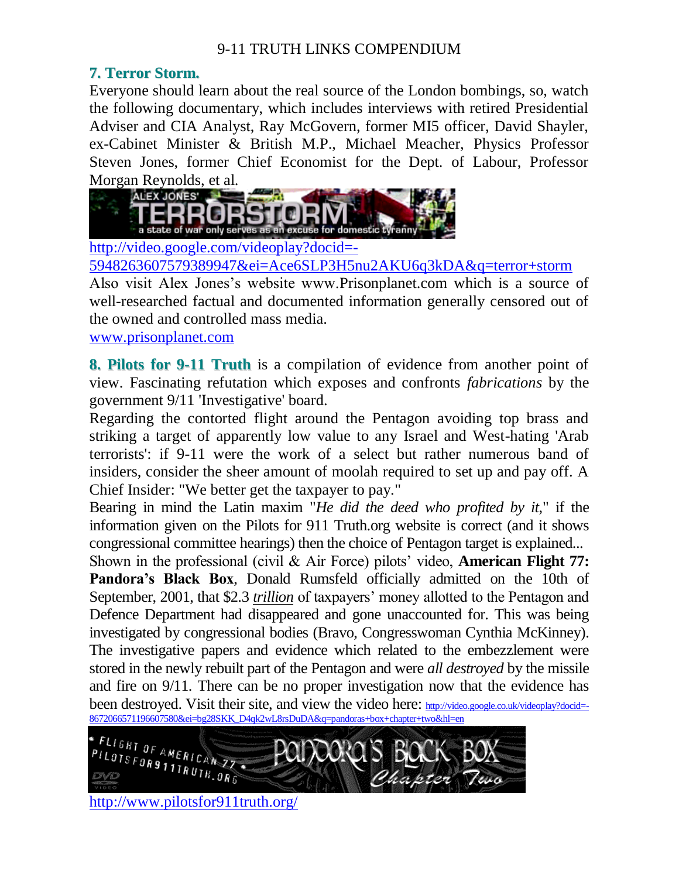## 7. Terror Storm.

Everyone should learn about the real source of the London bombings, so, watch the following documentary, which includes interviews with retired Presidential Adviser and CIA Analyst, Ray McGovern, former MI5 officer, David Shayler, ex-Cabinet Minister & British M.P., Michael Meacher, Physics Professor Steven Jones, former Chief Economist for the Dept. of Labour, Professor Morgan Reynolds, et al.

http://video.google.com/videoplay?docid=-5948263607579389947&ei=Ace6SLP3H5nu2AKU6q3kDA&q=terror+storm

Also visit Alex Jones's website www.Prisonplanet.com which is a source of well-researched factual and documented information generally censored out of the owned and controlled mass media.

www.prisonplanet.com

**8. Pilots for 9-11 Truth** is a compilation of evidence from another point of view. Fascinating refutation which exposes and confronts *fabrications* by the government 9/11 'Investigative' board.

Regarding the contorted flight around the Pentagon avoiding top brass and striking a target of apparently low value to any Israel and West-hating 'Arab terrorists': if 9-11 were the work of a select but rather numerous band of insiders, consider the sheer amount of moolah required to set up and pay off. A Chief Insider: "We better get the taxpayer to pay."

Bearing in mind the Latin maxim "*He did the deed who profited by it*," if the information given on the Pilots for 911 Truth.org website is correct (and it shows congressional committee hearings) then the choice of Pentagon target is explained...

Shown in the professional (civil & Air Force) pilots' video, **American Flight 77: Pandora's Black Box**, Donald Rumsfeld officially admitted on the 10th of September, 2001, that $2.3 *trillion* of taxpayers' money allotted to the Pentagon and Defence Department had disappeared and gone unaccounted for. This was being investigated by congressional bodies (Bravo, Congresswoman Cynthia McKinney). The investigative papers and evidence which related to the embezzlement were stored in the newly rebuilt part of the Pentagon and were *all destroyed* by the missile and fire on 9/11. There can be no proper investigation now that the evidence has been destroyed. Visit their site, and view the video here: http://video.google.co.uk/videoplay?docid=-8672066571196607580&ei=bg28SKK_D4qk2wL8rsDuDA&q=pandoras+box+chapter+two&hl=en

http://www.pilotsfor911truth.org/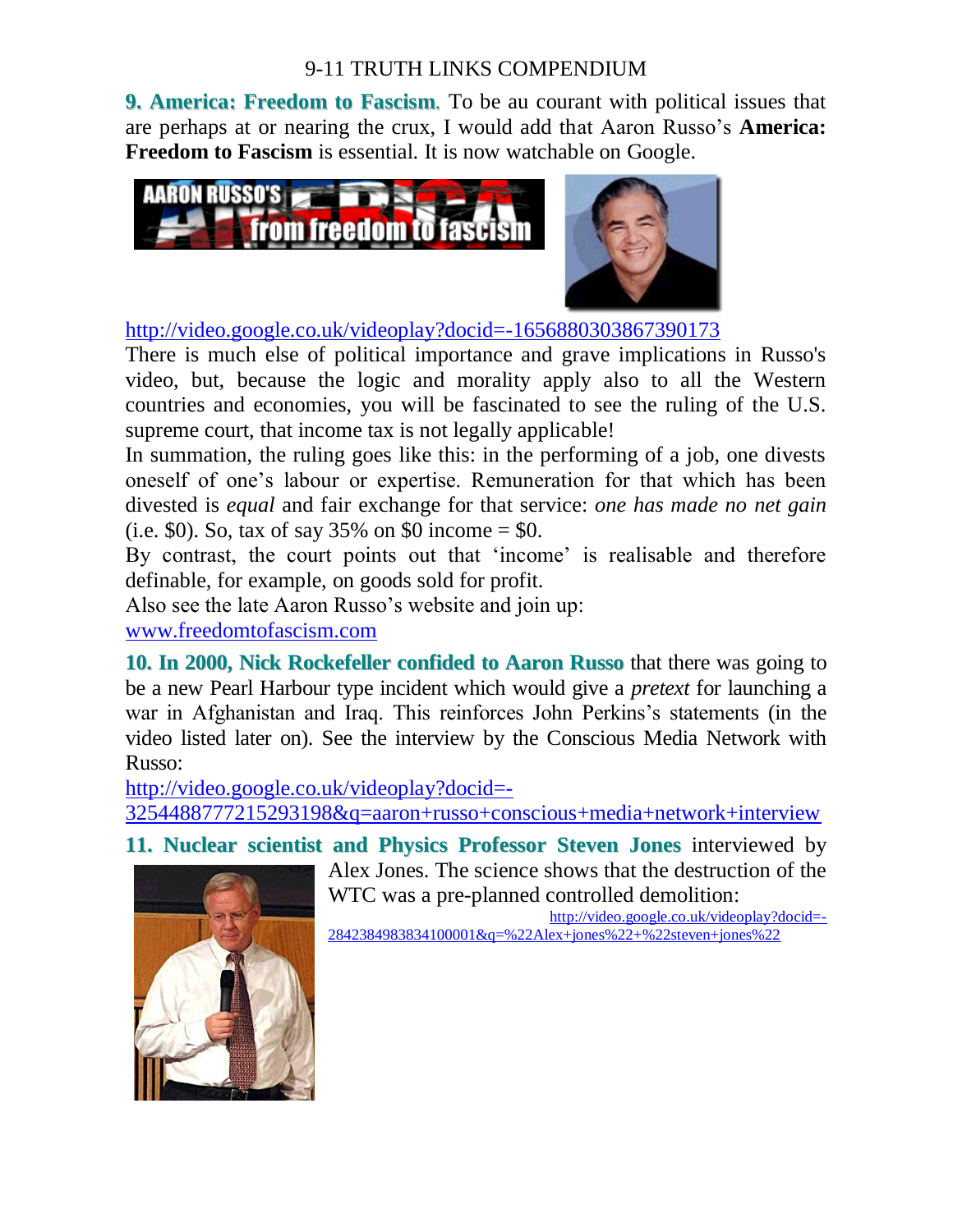**9. America: Freedom to Fascism.** To be au courant with political issues that are perhaps at or nearing the crux, I would add that Aaron Russo's **America: Freedom to Fascism** is essential. It is now watchable on Google.

http://video.google.co.uk/videoplay?docid=-1656880303867390173

There is much else of political importance and grave implications in Russo's video, but, because the logic and morality apply also to all the Western countries and economies, you will be fascinated to see the ruling of the U.S. supreme court, that income tax is not legally applicable!

In summation, the ruling goes like this: in the performing of a job, one divests oneself of one's labour or expertise. Remuneration for that which has been divested is *equal* and fair exchange for that service: *one has made no net gain* (i.e. $0). So, tax of say 35% on $0 income = $0.

By contrast, the court points out that 'income' is realisable and therefore definable, for example, on goods sold for profit.

Also see the late Aaron Russo's website and join up:
www.freedomtofascism.com

**10. In 2000, Nick Rockefeller confided to Aaron Russo** that there was going to be a new Pearl Harbour type incident which would give a *pretext* for launching a war in Afghanistan and Iraq. This reinforces John Perkins's statements (in the video listed later on). See the interview by the Conscious Media Network with Russo:
http://video.google.co.uk/videoplay?docid=-3254488777215293198&q=aaron+russo+conscious+media+network+interview

**11. Nuclear scientist and Physics Professor Steven Jones** interviewed by Alex Jones. The science shows that the destruction of the WTC was a pre-planned controlled demolition:
http://video.google.co.uk/videoplay?docid=-2842384983834100001&q=%22Alex+jones%22+%22steven+jones%22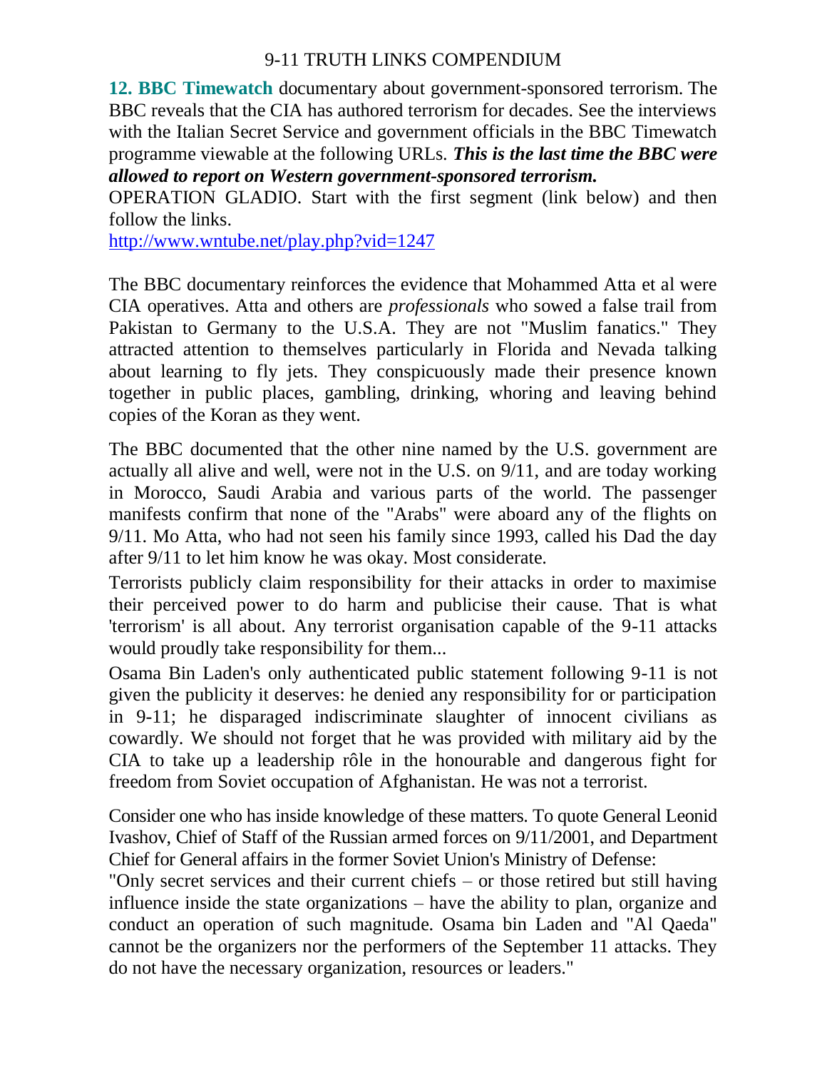**12. BBC Timewatch** documentary about government-sponsored terrorism. The BBC reveals that the CIA has authored terrorism for decades. See the interviews with the Italian Secret Service and government officials in the BBC Timewatch programme viewable at the following URLs. ***This is the last time the BBC were allowed to report on Western government-sponsored terrorism.***

OPERATION GLADIO. Start with the first segment (link below) and then follow the links.

http://www.wntube.net/play.php?vid=1247

The BBC documentary reinforces the evidence that Mohammed Atta et al were CIA operatives. Atta and others are *professionals* who sowed a false trail from Pakistan to Germany to the U.S.A. They are not "Muslim fanatics." They attracted attention to themselves particularly in Florida and Nevada talking about learning to fly jets. They conspicuously made their presence known together in public places, gambling, drinking, whoring and leaving behind copies of the Koran as they went.

The BBC documented that the other nine named by the U.S. government are actually all alive and well, were not in the U.S. on 9/11, and are today working in Morocco, Saudi Arabia and various parts of the world. The passenger manifests confirm that none of the "Arabs" were aboard any of the flights on 9/11. Mo Atta, who had not seen his family since 1993, called his Dad the day after 9/11 to let him know he was okay. Most considerate.

Terrorists publicly claim responsibility for their attacks in order to maximise their perceived power to do harm and publicise their cause. That is what 'terrorism' is all about. Any terrorist organisation capable of the 9-11 attacks would proudly take responsibility for them...

Osama Bin Laden's only authenticated public statement following 9-11 is not given the publicity it deserves: he denied any responsibility for or participation in 9-11; he disparaged indiscriminate slaughter of innocent civilians as cowardly. We should not forget that he was provided with military aid by the CIA to take up a leadership rôle in the honourable and dangerous fight for freedom from Soviet occupation of Afghanistan. He was not a terrorist.

Consider one who has inside knowledge of these matters. To quote General Leonid Ivashov, Chief of Staff of the Russian armed forces on 9/11/2001, and Department Chief for General affairs in the former Soviet Union's Ministry of Defense:

"Only secret services and their current chiefs – or those retired but still having influence inside the state organizations – have the ability to plan, organize and conduct an operation of such magnitude. Osama bin Laden and "Al Qaeda" cannot be the organizers nor the performers of the September 11 attacks. They do not have the necessary organization, resources or leaders."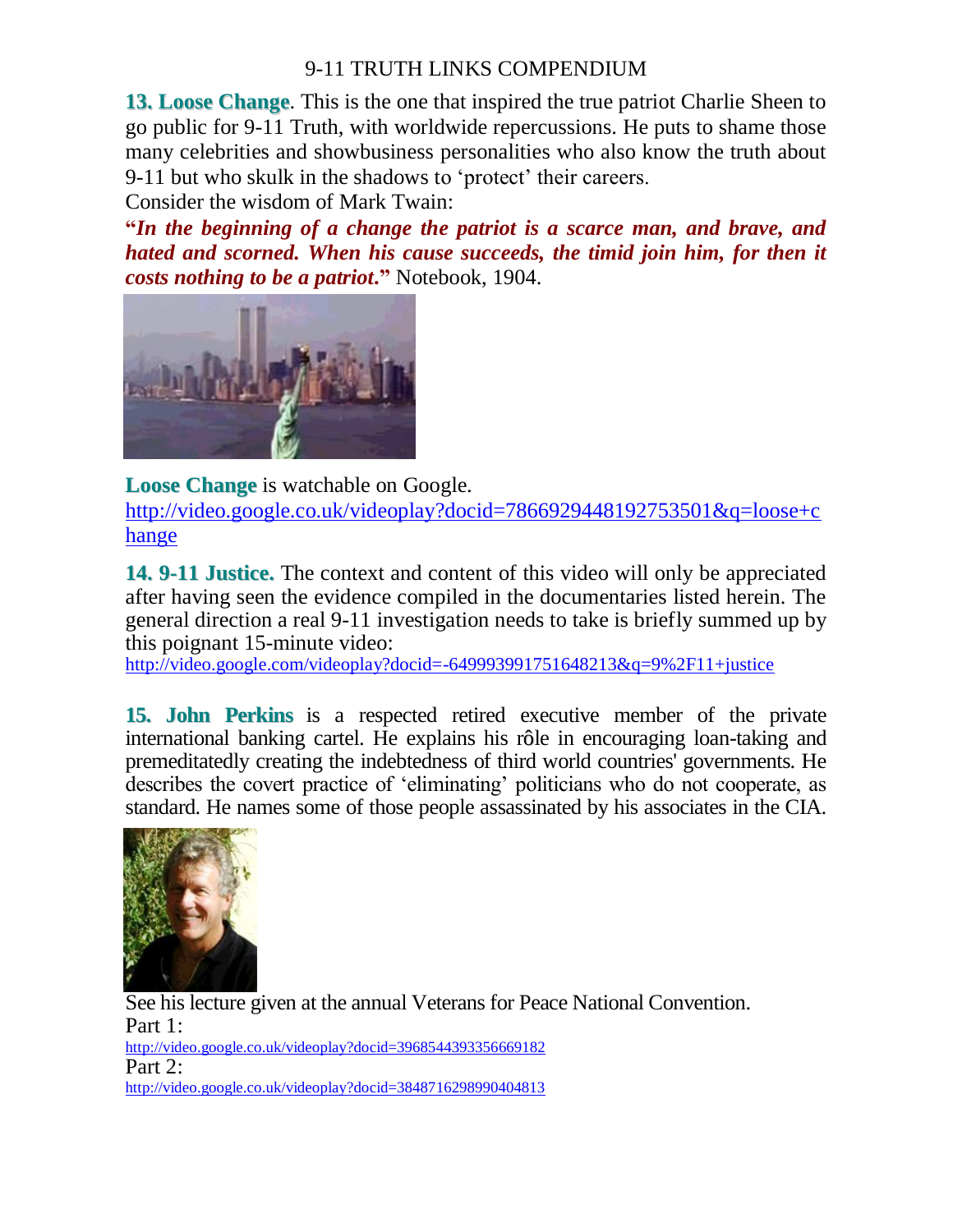**13. Loose Change**. This is the one that inspired the true patriot Charlie Sheen to go public for 9-11 Truth, with worldwide repercussions. He puts to shame those many celebrities and showbusiness personalities who also know the truth about 9-11 but who skulk in the shadows to 'protect' their careers.

Consider the wisdom of Mark Twain:

"***In the beginning of a change the patriot is a scarce man, and brave, and hated and scorned. When his cause succeeds, the timid join him, for then it costs nothing to be a patriot.***" Notebook, 1904.

**Loose Change** is watchable on Google.
http://video.google.co.uk/videoplay?docid=7866929448192753501&q=loose+change

**14. 9-11 Justice.** The context and content of this video will only be appreciated after having seen the evidence compiled in the documentaries listed herein. The general direction a real 9-11 investigation needs to take is briefly summed up by this poignant 15-minute video:
http://video.google.com/videoplay?docid=-649993991751648213&q=9%2F11+justice

**15. John Perkins** is a respected retired executive member of the private international banking cartel. He explains his rôle in encouraging loan-taking and premeditatedly creating the indebtedness of third world countries' governments. He describes the covert practice of 'eliminating' politicians who do not cooperate, as standard. He names some of those people assassinated by his associates in the CIA.

See his lecture given at the annual Veterans for Peace National Convention.

Part 1:
http://video.google.co.uk/videoplay?docid=3968544393356669182

Part 2:
http://video.google.co.uk/videoplay?docid=3848716298990404813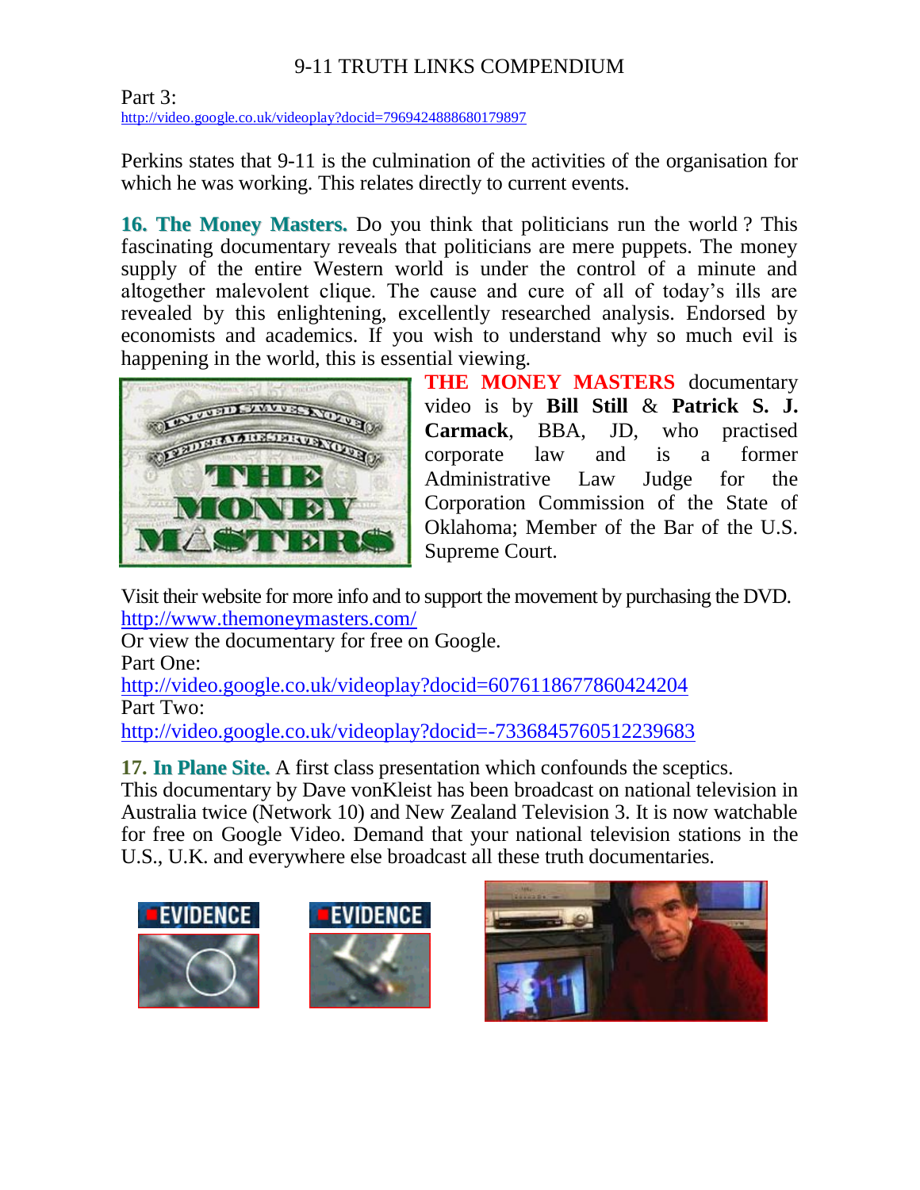Part 3:
http://video.google.co.uk/videoplay?docid=7969424888680179897

Perkins states that 9-11 is the culmination of the activities of the organisation for which he was working. This relates directly to current events.

**16. The Money Masters.** Do you think that politicians run the world ? This fascinating documentary reveals that politicians are mere puppets. The money supply of the entire Western world is under the control of a minute and altogether malevolent clique. The cause and cure of all of today's ills are revealed by this enlightening, excellently researched analysis. Endorsed by economists and academics. If you wish to understand why so much evil is happening in the world, this is essential viewing.

**THE MONEY MASTERS** documentary video is by **Bill Still** & **Patrick S. J. Carmack**, BBA, JD, who practised corporate law and is a former Administrative Law Judge for the Corporation Commission of the State of Oklahoma; Member of the Bar of the U.S. Supreme Court.

Visit their website for more info and to support the movement by purchasing the DVD.
http://www.themoneymasters.com/
Or view the documentary for free on Google.
Part One:
http://video.google.co.uk/videoplay?docid=6076118677860424204
Part Two:
http://video.google.co.uk/videoplay?docid=-7336845760512239683

**17. In Plane Site.** A first class presentation which confounds the sceptics.
This documentary by Dave vonKleist has been broadcast on national television in Australia twice (Network 10) and New Zealand Television 3. It is now watchable for free on Google Video. Demand that your national television stations in the U.S., U.K. and everywhere else broadcast all these truth documentaries.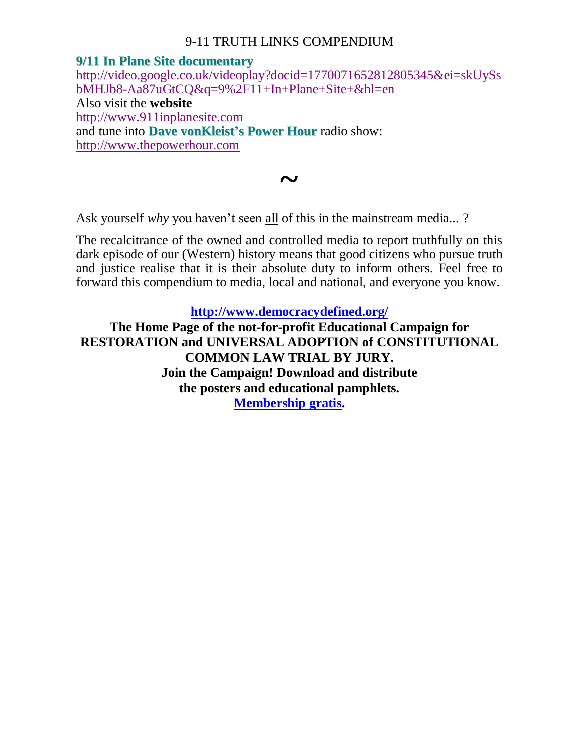9-11 TRUTH LINKS COMPENDIUM

**9/11 In Plane Site documentary**
http://video.google.co.uk/videoplay?docid=1770071652812805345&ei=skUySsbMHJb8-Aa87uGtCQ&q=9%2F11+In+Plane+Site+&hl=en
Also visit the **website**
http://www.911inplanesite.com
and tune into **Dave vonKleist's Power Hour** radio show:
http://www.thepowerhour.com

~

Ask yourself *why* you haven't seen all of this in the mainstream media... ?

The recalcitrance of the owned and controlled media to report truthfully on this dark episode of our (Western) history means that good citizens who pursue truth and justice realise that it is their absolute duty to inform others. Feel free to forward this compendium to media, local and national, and everyone you know.

**http://www.democracydefined.org/**

**The Home Page of the not-for-profit Educational Campaign for RESTORATION and UNIVERSAL ADOPTION of CONSTITUTIONAL COMMON LAW TRIAL BY JURY.**
**Join the Campaign! Download and distribute the posters and educational pamphlets.**
**Membership gratis.**